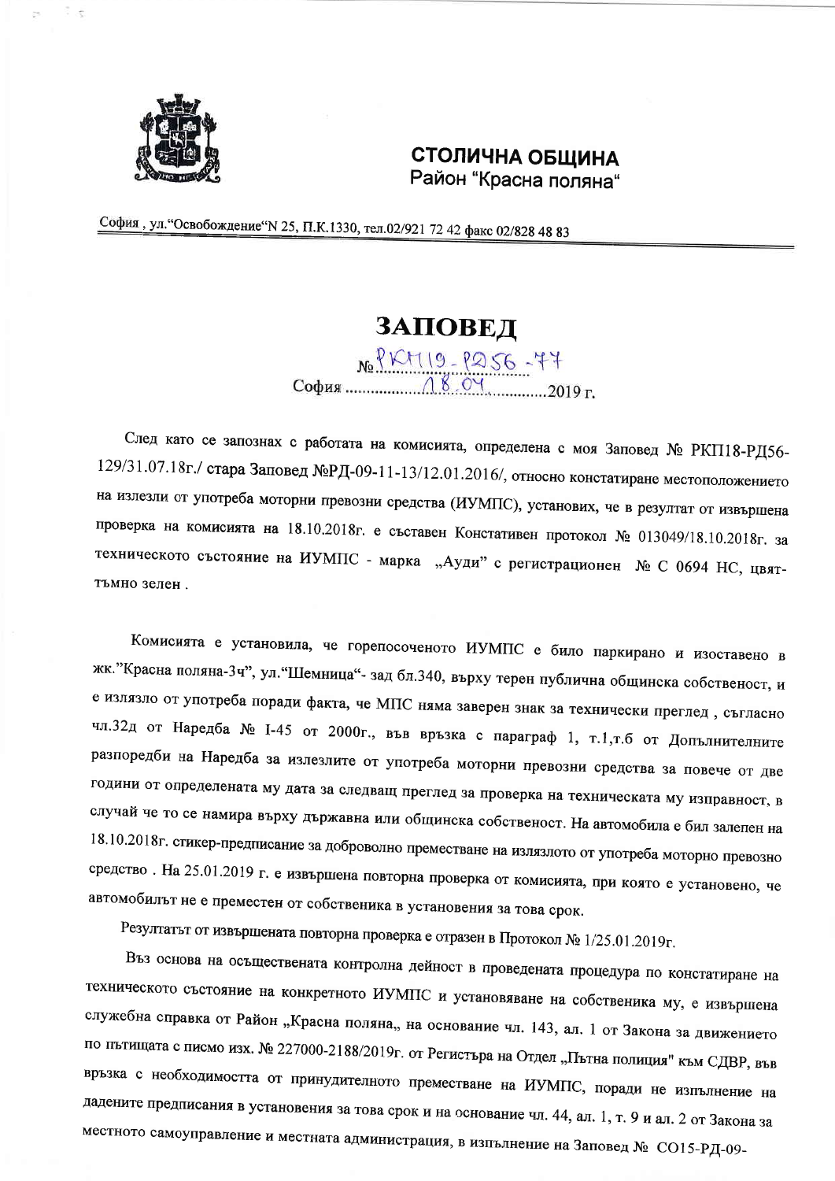**СТОЛИЧНА ОБЩИНА**
Район "Красна поляна"

София , ул."Освобождение"N 25, П.К.1330, тел.02/921 72 42 факс 02/828 48 83

# ЗАПОВЕД

№ РКП19-РД56-77

София 18.04.2019 г.

След като се запознах с работата на комисията, определена с моя Заповед № РКП18-РД56-129/31.07.18г./ стара Заповед №РД-09-11-13/12.01.2016/, относно констатиране местоположението на излезли от употреба моторни превозни средства (ИУМПС), установих, че в резултат от извършена проверка на комисията на 18.10.2018г. е съставен Констативен протокол № 013049/18.10.2018г. за техническото състояние на ИУМПС - марка „Ауди" с регистрационен № С 0694 НС, цвят-тъмно зелен .

Комисията е установила, че горепосоченото ИУМПС е било паркирано и изоставено в жк."Красна поляна-3ч", ул."Шемница"- зад бл.340, върху терен публична общинска собственост, и е излязло от употреба поради факта, че МПС няма заверен знак за технически преглед , съгласно чл.32д от Наредба № I-45 от 2000г., във връзка с параграф 1, т.1,т.б от Допълнителните разпоредби на Наредба за излезлите от употреба моторни превозни средства за повече от две години от определената му дата за следващ преглед за проверка на техническата му изправност, в случай че то се намира върху държавна или общинска собственост. На автомобила е бил залепен на 18.10.2018г. стикер-предписание за доброволно преместване на излязлото от употреба моторно превозно средство . На 25.01.2019 г. е извършена повторна проверка от комисията, при която е установено, че автомобилът не е преместен от собственика в установения за това срок.

Резултатът от извършената повторна проверка е отразен в Протокол № 1/25.01.2019г.

Въз основа на осъществената контролна дейност в проведената процедура по констатиране на техническото състояние на конкретното ИУМПС и установяване на собственика му, е извършена служебна справка от Район „Красна поляна„ на основание чл. 143, ал. 1 от Закона за движението по пътищата с писмо изх. № 227000-2188/2019г. от Регистъра на Отдел „Пътна полиция" към СДВР, във връзка с необходимостта от принудителното преместване на ИУМПС, поради не изпълнение на дадените предписания в установения за това срок и на основание чл. 44, ал. 1, т. 9 и ал. 2 от Закона за местното самоуправление и местната администрация, в изпълнение на Заповед № СО15-РД-09-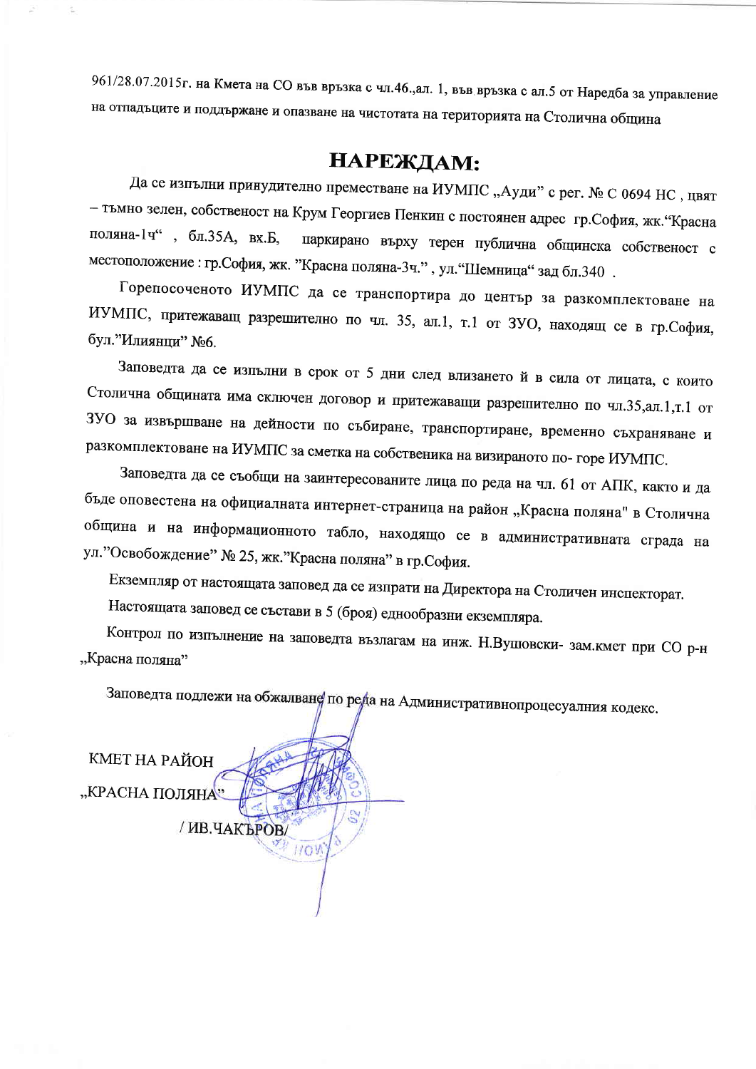961/28.07.2015г. на Кмета на СО във връзка с чл.46.,ал. 1, във връзка с ал.5 от Наредба за управление на отпадъците и поддържане и опазване на чистотата на територията на Столична община

## НАРЕЖДАМ:

Да се изпълни принудително преместване на ИУМПС „Ауди" с рег. № С 0694 НС , цвят – тъмно зелен, собственост на Крум Георгиев Пенкин с постоянен адрес гр.София, жк."Красна поляна-1ч" , бл.35А, вх.Б, паркирано върху терен публична общинска собственост с местоположение : гр.София, жк. "Красна поляна-3ч." , ул."Шемница" зад бл.340 .

Горепосоченото ИУМПС да се транспортира до център за разкомплектоване на ИУМПС, притежаващ разрешително по чл. 35, ал.1, т.1 от ЗУО, находящ се в гр.София, бул."Илиянци" №6.

Заповедта да се изпълни в срок от 5 дни след влизането й в сила от лицата, с които Столична общината има сключен договор и притежаващи разрешително по чл.35,ал.1,т.1 от ЗУО за извършване на дейности по събиране, транспортиране, временно съхраняване и разкомплектоване на ИУМПС за сметка на собственика на визираното по- горе ИУМПС.

Заповедта да се съобщи на заинтересованите лица по реда на чл. 61 от АПК, както и да бъде оповестена на официалната интернет-страница на район „Красна поляна" в Столична община и на информационното табло, находящо се в административната сграда на ул."Освобождение" № 25, жк."Красна поляна" в гр.София.

Екземпляр от настоящата заповед да се изпрати на Директора на Столичен инспекторат.

Настоящата заповед се състави в 5 (броя) еднообразни екземпляра.

Контрол по изпълнение на заповедта възлагам на инж. Н.Вушовски- зам.кмет при СО р-н „Красна поляна"

Заповедта подлежи на обжалване по реда на Административнопроцесуалния кодекс.

КМЕТ НА РАЙОН

„КРАСНА ПОЛЯНА"

/ ИВ.ЧАКЪРОВ/